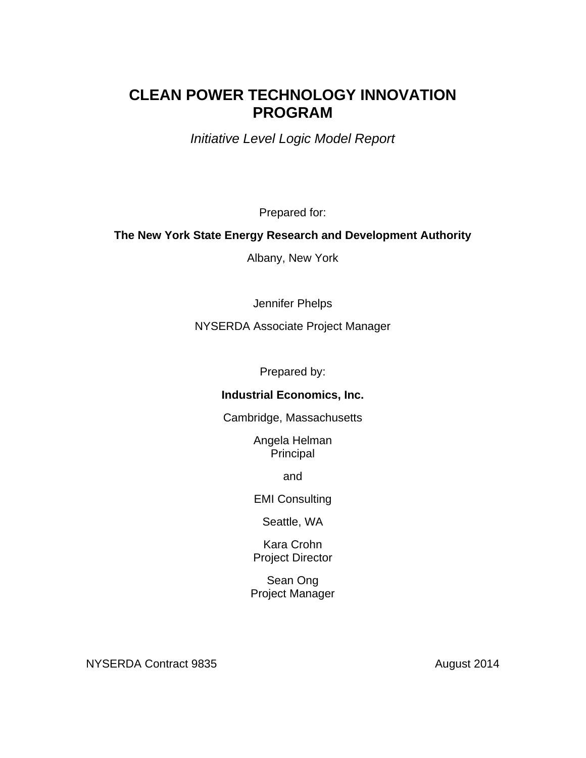# CLEAN POWER TECHNOLOGY INNOVATION PROGRAM

*Initiative Level Logic Model Report*

Prepared for:

**The New York State Energy Research and Development Authority**

Albany, New York

Jennifer Phelps

NYSERDA Associate Project Manager

Prepared by:

**Industrial Economics, Inc.**

Cambridge, Massachusetts

Angela Helman
Principal

and

EMI Consulting

Seattle, WA

Kara Crohn
Project Director

Sean Ong
Project Manager

NYSERDA Contract 9835

August 2014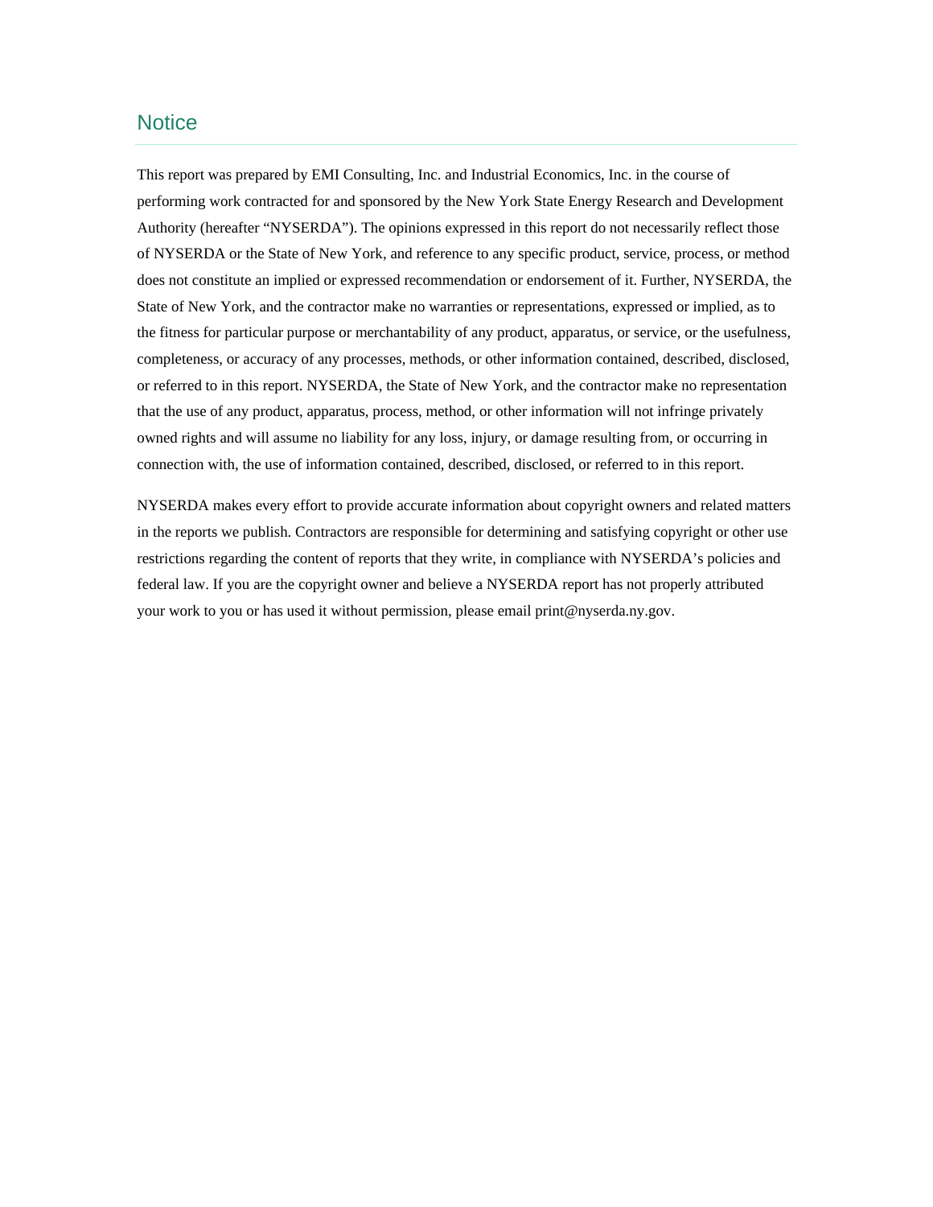## Notice

This report was prepared by EMI Consulting, Inc. and Industrial Economics, Inc. in the course of performing work contracted for and sponsored by the New York State Energy Research and Development Authority (hereafter "NYSERDA"). The opinions expressed in this report do not necessarily reflect those of NYSERDA or the State of New York, and reference to any specific product, service, process, or method does not constitute an implied or expressed recommendation or endorsement of it. Further, NYSERDA, the State of New York, and the contractor make no warranties or representations, expressed or implied, as to the fitness for particular purpose or merchantability of any product, apparatus, or service, or the usefulness, completeness, or accuracy of any processes, methods, or other information contained, described, disclosed, or referred to in this report. NYSERDA, the State of New York, and the contractor make no representation that the use of any product, apparatus, process, method, or other information will not infringe privately owned rights and will assume no liability for any loss, injury, or damage resulting from, or occurring in connection with, the use of information contained, described, disclosed, or referred to in this report.

NYSERDA makes every effort to provide accurate information about copyright owners and related matters in the reports we publish. Contractors are responsible for determining and satisfying copyright or other use restrictions regarding the content of reports that they write, in compliance with NYSERDA's policies and federal law. If you are the copyright owner and believe a NYSERDA report has not properly attributed your work to you or has used it without permission, please email print@nyserda.ny.gov.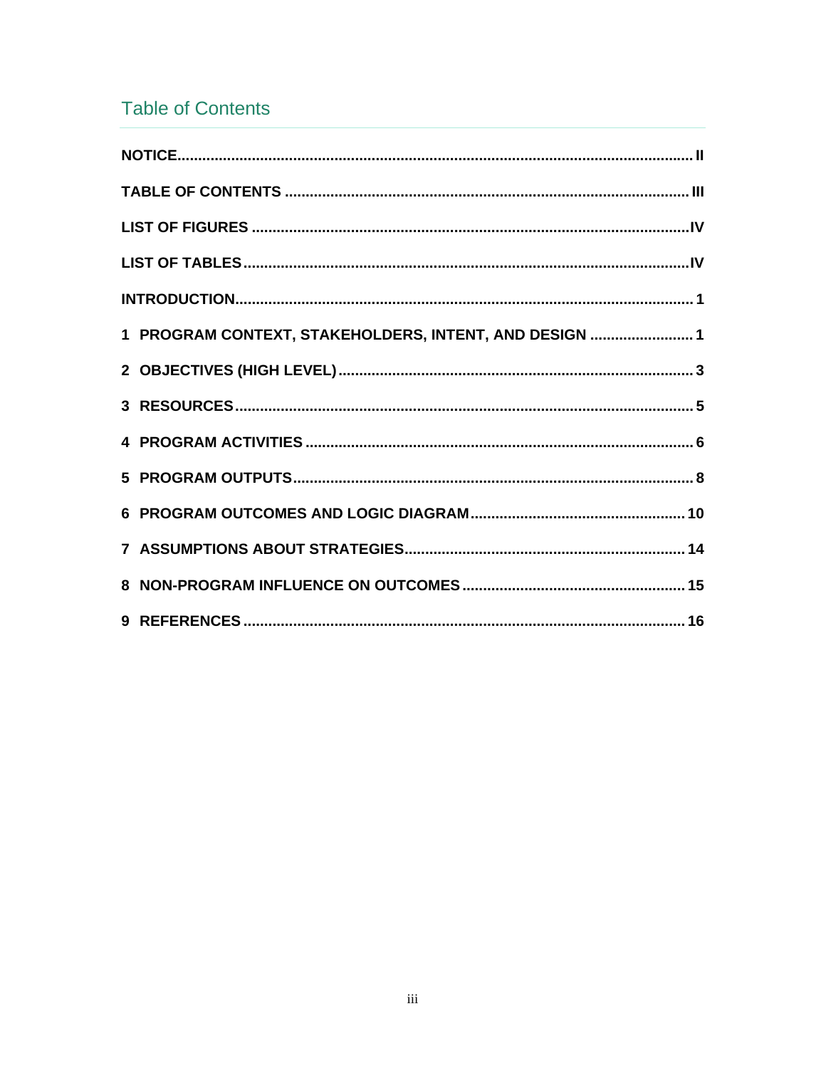## Table of Contents

**NOTICE** .......... II

**TABLE OF CONTENTS** .......... III

**LIST OF FIGURES** .......... IV

**LIST OF TABLES** .......... IV

**INTRODUCTION** .......... 1

**1 PROGRAM CONTEXT, STAKEHOLDERS, INTENT, AND DESIGN** .......... 1

**2 OBJECTIVES (HIGH LEVEL)** .......... 3

**3 RESOURCES** .......... 5

**4 PROGRAM ACTIVITIES** .......... 6

**5 PROGRAM OUTPUTS** .......... 8

**6 PROGRAM OUTCOMES AND LOGIC DIAGRAM** .......... 10

**7 ASSUMPTIONS ABOUT STRATEGIES** .......... 14

**8 NON-PROGRAM INFLUENCE ON OUTCOMES** .......... 15

**9 REFERENCES** .......... 16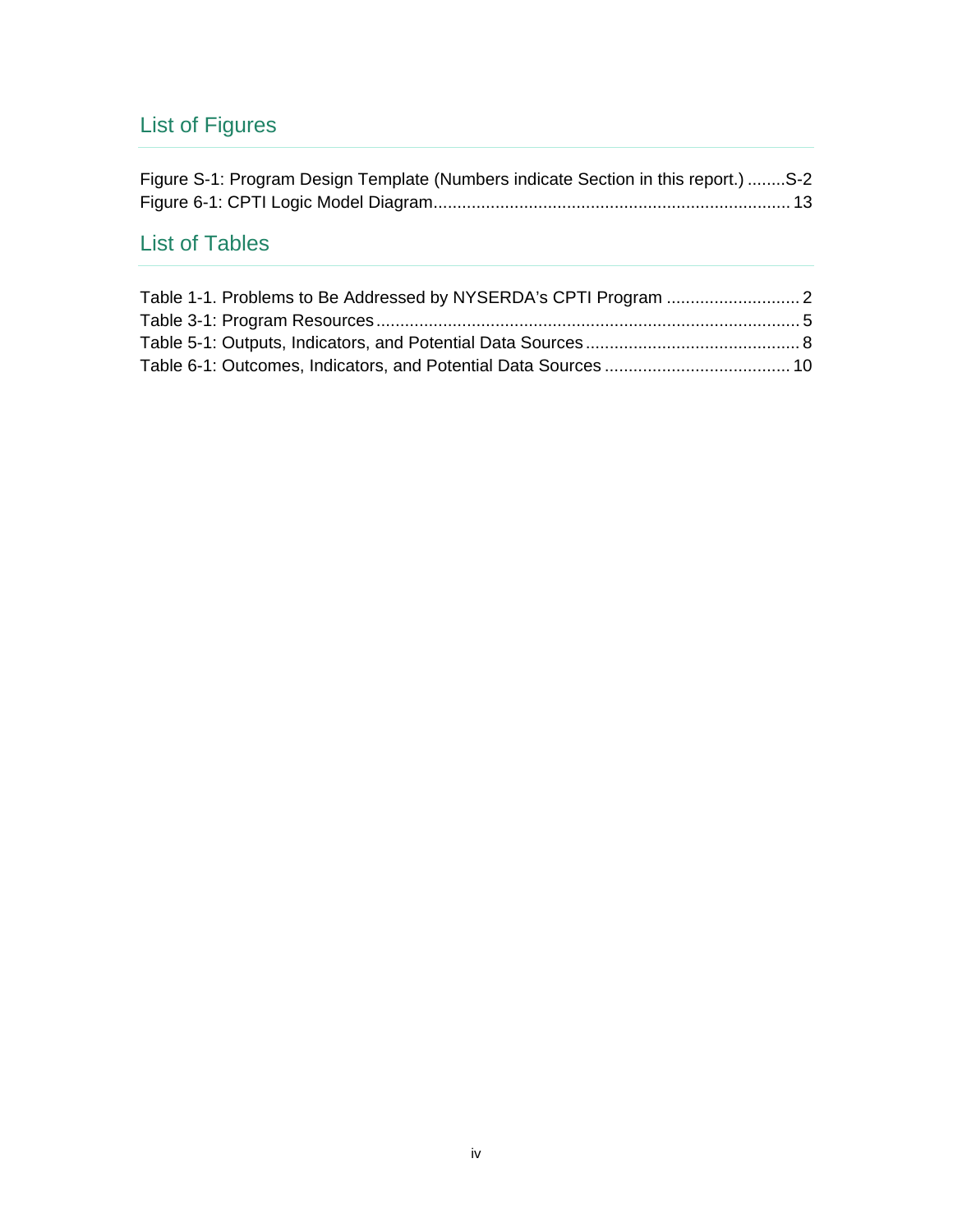## List of Figures

Figure S-1: Program Design Template (Numbers indicate Section in this report.) ........S-2
Figure 6-1: CPTI Logic Model Diagram........................................................................... 13

## List of Tables

Table 1-1. Problems to Be Addressed by NYSERDA's CPTI Program ............................ 2
Table 3-1: Program Resources......................................................................................... 5
Table 5-1: Outputs, Indicators, and Potential Data Sources ............................................ 8
Table 6-1: Outcomes, Indicators, and Potential Data Sources ....................................... 10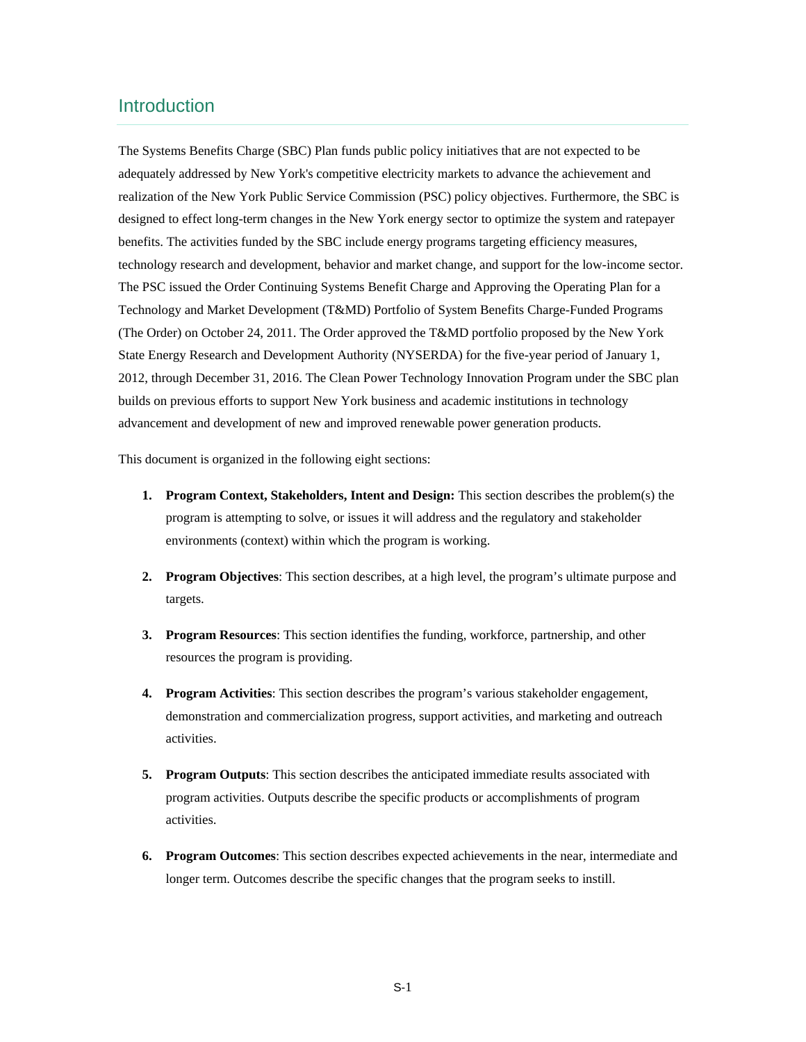## Introduction

The Systems Benefits Charge (SBC) Plan funds public policy initiatives that are not expected to be adequately addressed by New York's competitive electricity markets to advance the achievement and realization of the New York Public Service Commission (PSC) policy objectives. Furthermore, the SBC is designed to effect long-term changes in the New York energy sector to optimize the system and ratepayer benefits. The activities funded by the SBC include energy programs targeting efficiency measures, technology research and development, behavior and market change, and support for the low-income sector. The PSC issued the Order Continuing Systems Benefit Charge and Approving the Operating Plan for a Technology and Market Development (T&MD) Portfolio of System Benefits Charge-Funded Programs (The Order) on October 24, 2011. The Order approved the T&MD portfolio proposed by the New York State Energy Research and Development Authority (NYSERDA) for the five-year period of January 1, 2012, through December 31, 2016. The Clean Power Technology Innovation Program under the SBC plan builds on previous efforts to support New York business and academic institutions in technology advancement and development of new and improved renewable power generation products.

This document is organized in the following eight sections:

1. **Program Context, Stakeholders, Intent and Design:** This section describes the problem(s) the program is attempting to solve, or issues it will address and the regulatory and stakeholder environments (context) within which the program is working.

2. **Program Objectives**: This section describes, at a high level, the program's ultimate purpose and targets.

3. **Program Resources**: This section identifies the funding, workforce, partnership, and other resources the program is providing.

4. **Program Activities**: This section describes the program's various stakeholder engagement, demonstration and commercialization progress, support activities, and marketing and outreach activities.

5. **Program Outputs**: This section describes the anticipated immediate results associated with program activities. Outputs describe the specific products or accomplishments of program activities.

6. **Program Outcomes**: This section describes expected achievements in the near, intermediate and longer term. Outcomes describe the specific changes that the program seeks to instill.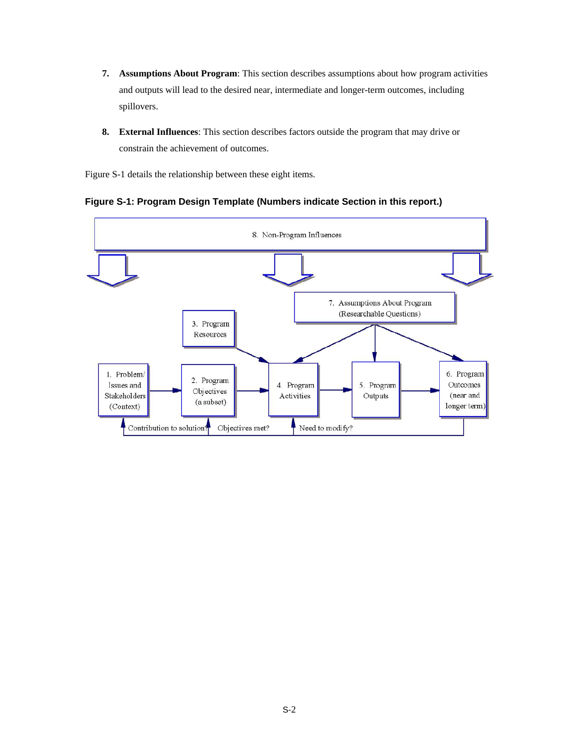7. **Assumptions About Program**: This section describes assumptions about how program activities and outputs will lead to the desired near, intermediate and longer-term outcomes, including spillovers.

8. **External Influences**: This section describes factors outside the program that may drive or constrain the achievement of outcomes.

Figure S-1 details the relationship between these eight items.

**Figure S-1: Program Design Template (Numbers indicate Section in this report.)**

8. Non-Program Influences

7. Assumptions About Program (Researchable Questions)

3. Program Resources

1. Problem/ Issues and Stakeholders (Context)

2. Program Objectives (a subset)

4. Program Activities

5. Program Outputs

6. Program Outcomes (near and longer term)

Contribution to solution?

Objectives met?

Need to modify?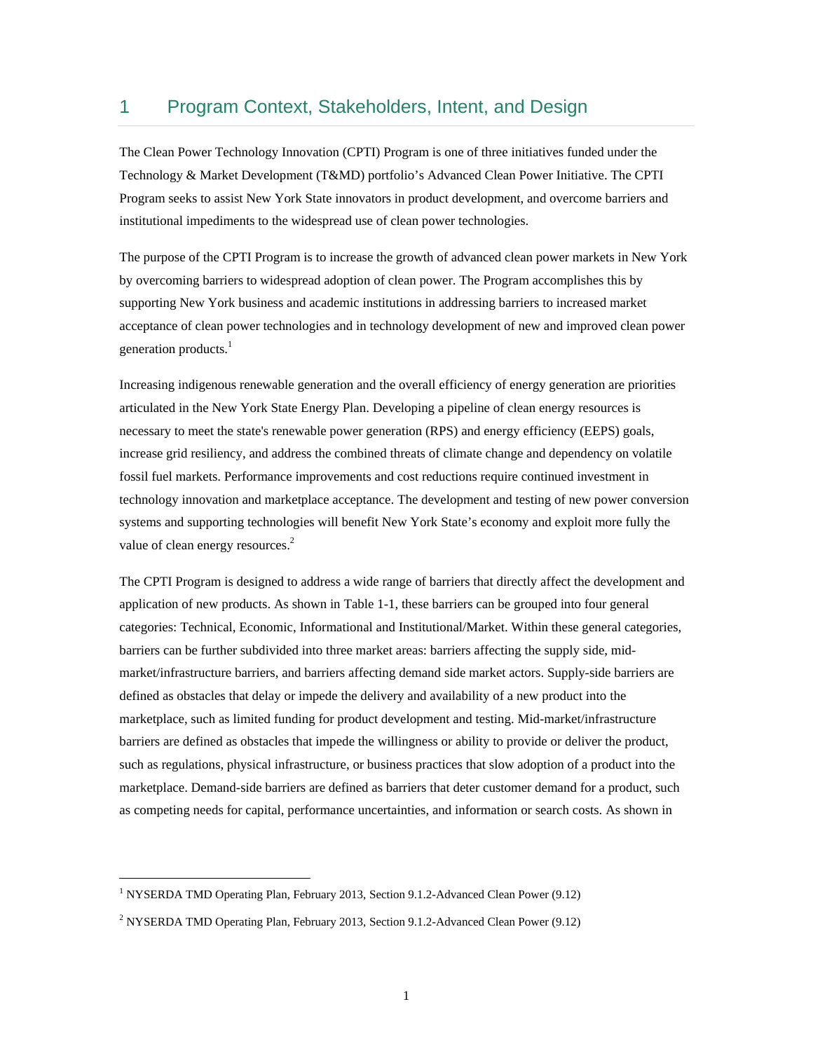# 1 Program Context, Stakeholders, Intent, and Design

The Clean Power Technology Innovation (CPTI) Program is one of three initiatives funded under the Technology & Market Development (T&MD) portfolio's Advanced Clean Power Initiative. The CPTI Program seeks to assist New York State innovators in product development, and overcome barriers and institutional impediments to the widespread use of clean power technologies.

The purpose of the CPTI Program is to increase the growth of advanced clean power markets in New York by overcoming barriers to widespread adoption of clean power. The Program accomplishes this by supporting New York business and academic institutions in addressing barriers to increased market acceptance of clean power technologies and in technology development of new and improved clean power generation products.[1]

Increasing indigenous renewable generation and the overall efficiency of energy generation are priorities articulated in the New York State Energy Plan. Developing a pipeline of clean energy resources is necessary to meet the state's renewable power generation (RPS) and energy efficiency (EEPS) goals, increase grid resiliency, and address the combined threats of climate change and dependency on volatile fossil fuel markets. Performance improvements and cost reductions require continued investment in technology innovation and marketplace acceptance. The development and testing of new power conversion systems and supporting technologies will benefit New York State's economy and exploit more fully the value of clean energy resources.[2]

The CPTI Program is designed to address a wide range of barriers that directly affect the development and application of new products. As shown in Table 1-1, these barriers can be grouped into four general categories: Technical, Economic, Informational and Institutional/Market. Within these general categories, barriers can be further subdivided into three market areas: barriers affecting the supply side, mid-market/infrastructure barriers, and barriers affecting demand side market actors. Supply-side barriers are defined as obstacles that delay or impede the delivery and availability of a new product into the marketplace, such as limited funding for product development and testing. Mid-market/infrastructure barriers are defined as obstacles that impede the willingness or ability to provide or deliver the product, such as regulations, physical infrastructure, or business practices that slow adoption of a product into the marketplace. Demand-side barriers are defined as barriers that deter customer demand for a product, such as competing needs for capital, performance uncertainties, and information or search costs. As shown in

[1] NYSERDA TMD Operating Plan, February 2013, Section 9.1.2-Advanced Clean Power (9.12)

[2] NYSERDA TMD Operating Plan, February 2013, Section 9.1.2-Advanced Clean Power (9.12)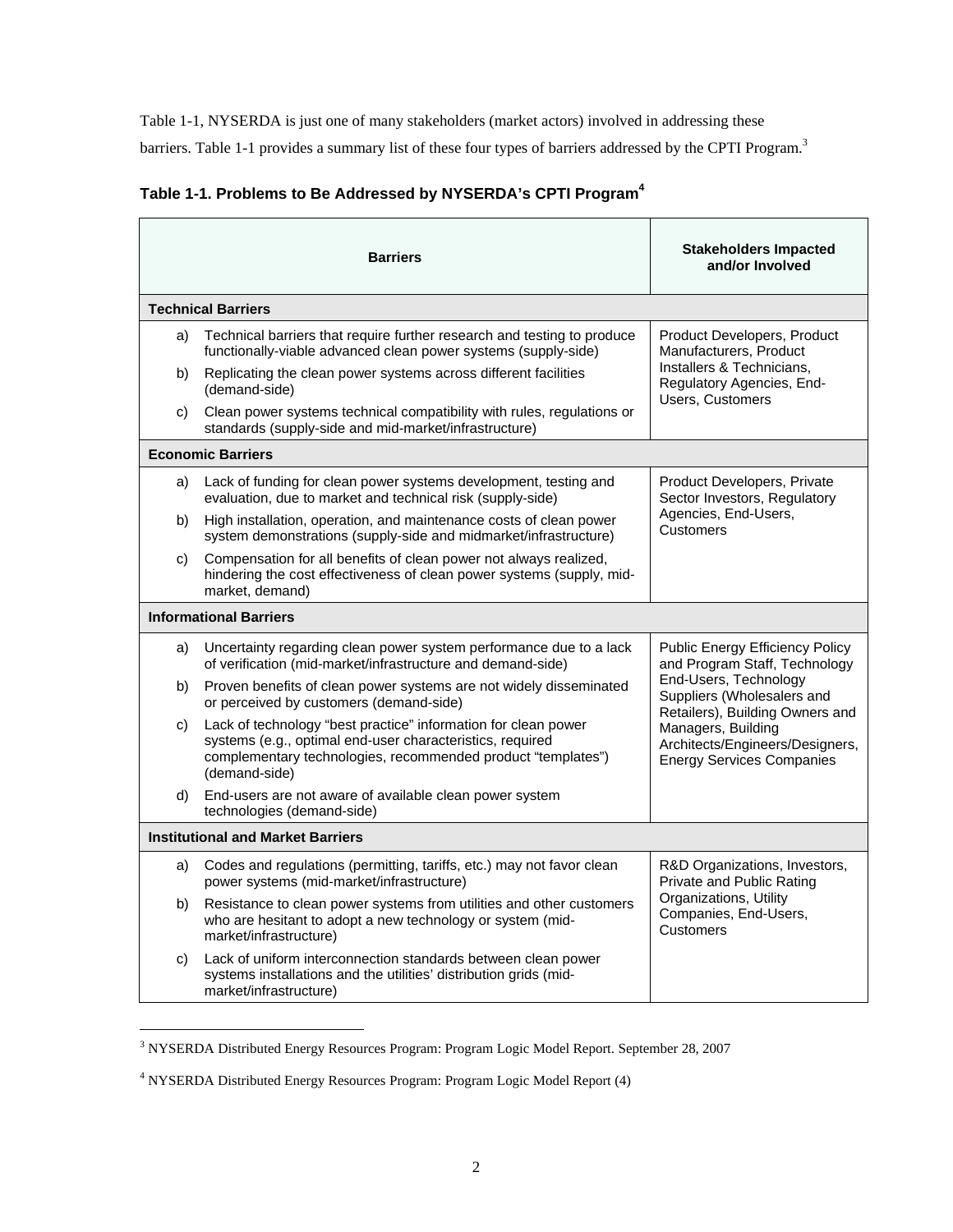Table 1-1, NYSERDA is just one of many stakeholders (market actors) involved in addressing these barriers. Table 1-1 provides a summary list of these four types of barriers addressed by the CPTI Program.[3]

**Table 1-1. Problems to Be Addressed by NYSERDA's CPTI Program[4]**

| Barriers | Stakeholders Impacted and/or Involved |
|---|---|
| **Technical Barriers** | |
| a) Technical barriers that require further research and testing to produce functionally-viable advanced clean power systems (supply-side)<br>b) Replicating the clean power systems across different facilities (demand-side)<br>c) Clean power systems technical compatibility with rules, regulations or standards (supply-side and mid-market/infrastructure) | Product Developers, Product Manufacturers, Product Installers & Technicians, Regulatory Agencies, End-Users, Customers |
| **Economic Barriers** | |
| a) Lack of funding for clean power systems development, testing and evaluation, due to market and technical risk (supply-side)<br>b) High installation, operation, and maintenance costs of clean power system demonstrations (supply-side and midmarket/infrastructure)<br>c) Compensation for all benefits of clean power not always realized, hindering the cost effectiveness of clean power systems (supply, mid-market, demand) | Product Developers, Private Sector Investors, Regulatory Agencies, End-Users, Customers |
| **Informational Barriers** | |
| a) Uncertainty regarding clean power system performance due to a lack of verification (mid-market/infrastructure and demand-side)<br>b) Proven benefits of clean power systems are not widely disseminated or perceived by customers (demand-side)<br>c) Lack of technology "best practice" information for clean power systems (e.g., optimal end-user characteristics, required complementary technologies, recommended product "templates") (demand-side)<br>d) End-users are not aware of available clean power system technologies (demand-side) | Public Energy Efficiency Policy and Program Staff, Technology End-Users, Technology Suppliers (Wholesalers and Retailers), Building Owners and Managers, Building Architects/Engineers/Designers, Energy Services Companies |
| **Institutional and Market Barriers** | |
| a) Codes and regulations (permitting, tariffs, etc.) may not favor clean power systems (mid-market/infrastructure)<br>b) Resistance to clean power systems from utilities and other customers who are hesitant to adopt a new technology or system (mid-market/infrastructure)<br>c) Lack of uniform interconnection standards between clean power systems installations and the utilities' distribution grids (mid-market/infrastructure) | R&D Organizations, Investors, Private and Public Rating Organizations, Utility Companies, End-Users, Customers |

[3] NYSERDA Distributed Energy Resources Program: Program Logic Model Report. September 28, 2007

[4] NYSERDA Distributed Energy Resources Program: Program Logic Model Report (4)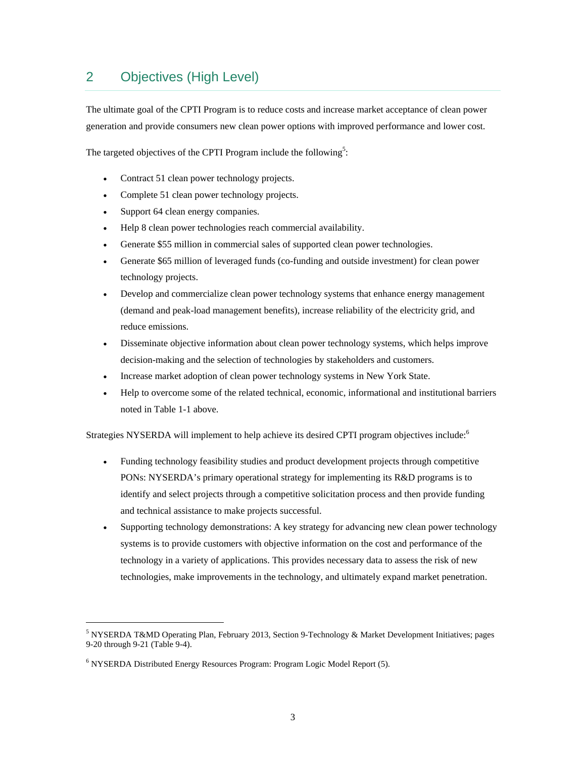# 2 Objectives (High Level)

The ultimate goal of the CPTI Program is to reduce costs and increase market acceptance of clean power generation and provide consumers new clean power options with improved performance and lower cost.

The targeted objectives of the CPTI Program include the following[5]:

- Contract 51 clean power technology projects.
- Complete 51 clean power technology projects.
- Support 64 clean energy companies.
- Help 8 clean power technologies reach commercial availability.
- Generate $55 million in commercial sales of supported clean power technologies.
- Generate $65 million of leveraged funds (co-funding and outside investment) for clean power technology projects.
- Develop and commercialize clean power technology systems that enhance energy management (demand and peak-load management benefits), increase reliability of the electricity grid, and reduce emissions.
- Disseminate objective information about clean power technology systems, which helps improve decision-making and the selection of technologies by stakeholders and customers.
- Increase market adoption of clean power technology systems in New York State.
- Help to overcome some of the related technical, economic, informational and institutional barriers noted in Table 1-1 above.

Strategies NYSERDA will implement to help achieve its desired CPTI program objectives include:[6]

- Funding technology feasibility studies and product development projects through competitive PONs: NYSERDA's primary operational strategy for implementing its R&D programs is to identify and select projects through a competitive solicitation process and then provide funding and technical assistance to make projects successful.
- Supporting technology demonstrations: A key strategy for advancing new clean power technology systems is to provide customers with objective information on the cost and performance of the technology in a variety of applications. This provides necessary data to assess the risk of new technologies, make improvements in the technology, and ultimately expand market penetration.

---

[5] NYSERDA T&MD Operating Plan, February 2013, Section 9-Technology & Market Development Initiatives; pages 9-20 through 9-21 (Table 9-4).

[6] NYSERDA Distributed Energy Resources Program: Program Logic Model Report (5).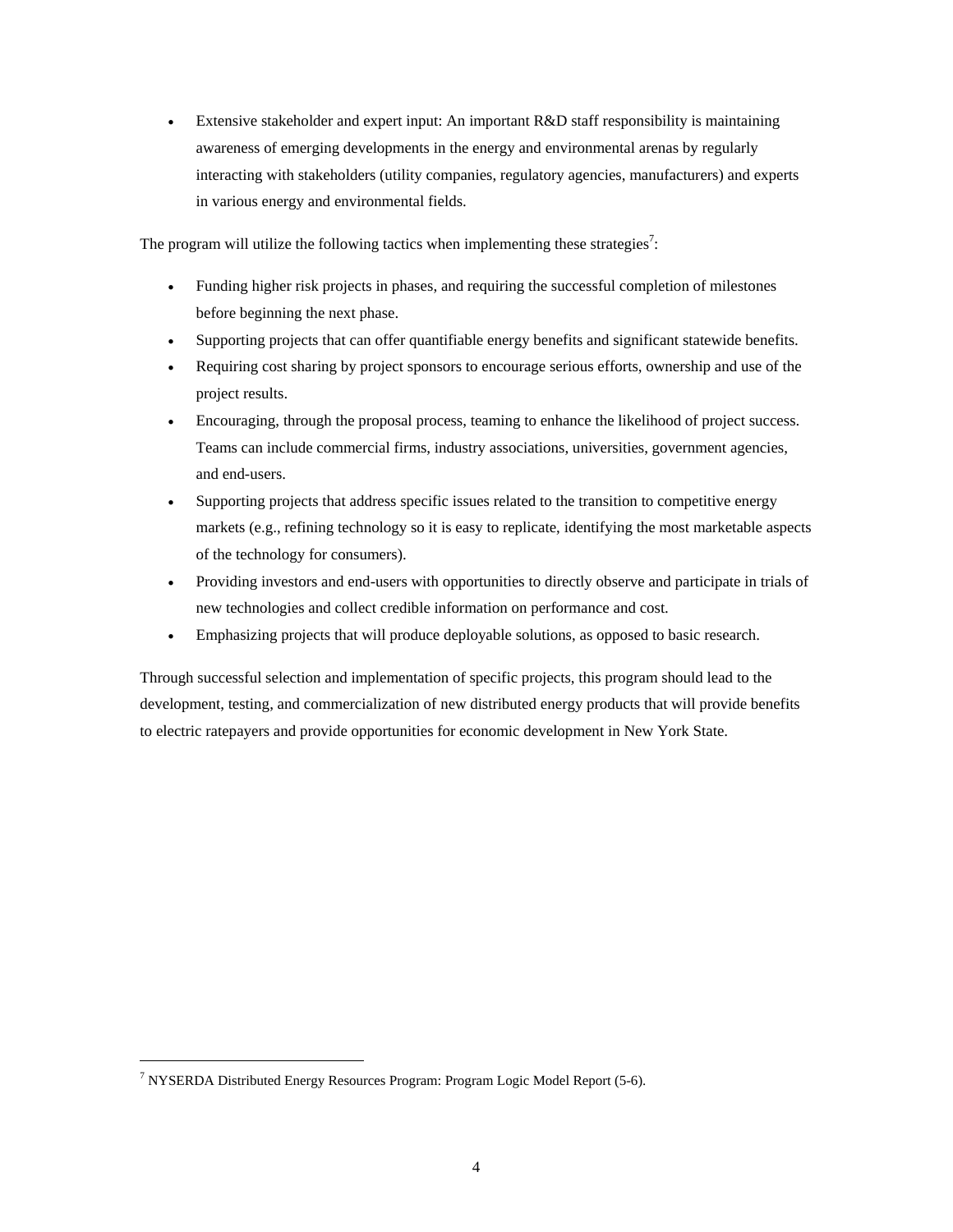- Extensive stakeholder and expert input: An important R&D staff responsibility is maintaining awareness of emerging developments in the energy and environmental arenas by regularly interacting with stakeholders (utility companies, regulatory agencies, manufacturers) and experts in various energy and environmental fields.

The program will utilize the following tactics when implementing these strategies[7]:

- Funding higher risk projects in phases, and requiring the successful completion of milestones before beginning the next phase.
- Supporting projects that can offer quantifiable energy benefits and significant statewide benefits.
- Requiring cost sharing by project sponsors to encourage serious efforts, ownership and use of the project results.
- Encouraging, through the proposal process, teaming to enhance the likelihood of project success. Teams can include commercial firms, industry associations, universities, government agencies, and end-users.
- Supporting projects that address specific issues related to the transition to competitive energy markets (e.g., refining technology so it is easy to replicate, identifying the most marketable aspects of the technology for consumers).
- Providing investors and end-users with opportunities to directly observe and participate in trials of new technologies and collect credible information on performance and cost.
- Emphasizing projects that will produce deployable solutions, as opposed to basic research.

Through successful selection and implementation of specific projects, this program should lead to the development, testing, and commercialization of new distributed energy products that will provide benefits to electric ratepayers and provide opportunities for economic development in New York State.

[7] NYSERDA Distributed Energy Resources Program: Program Logic Model Report (5-6).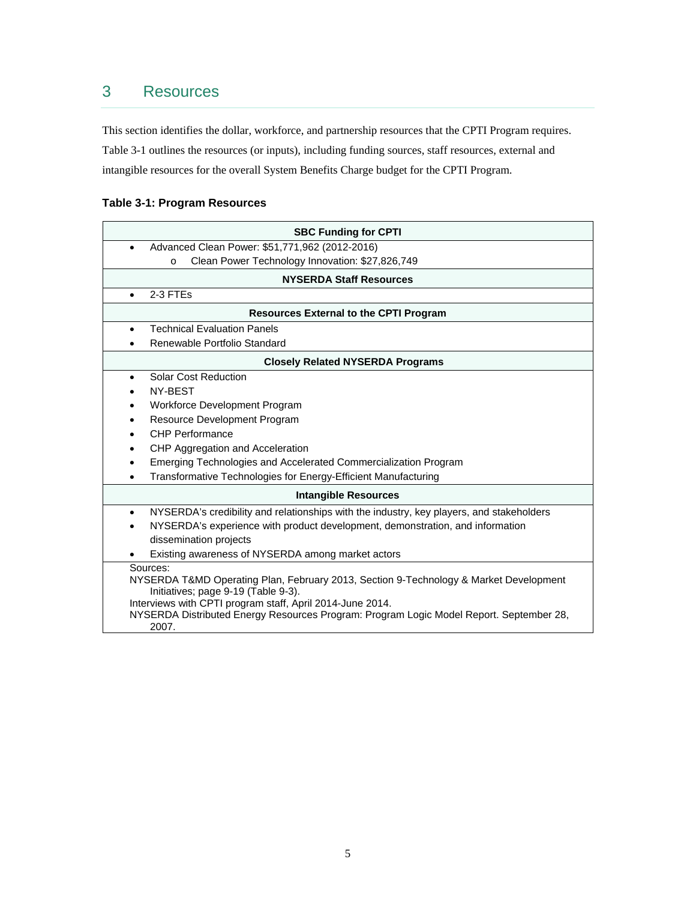# 3 Resources

This section identifies the dollar, workforce, and partnership resources that the CPTI Program requires. Table 3-1 outlines the resources (or inputs), including funding sources, staff resources, external and intangible resources for the overall System Benefits Charge budget for the CPTI Program.

**Table 3-1: Program Resources**

| |
|---|
| **SBC Funding for CPTI** |
| • Advanced Clean Power: $51,771,962 (2012-2016)<br>  o Clean Power Technology Innovation: $27,826,749 |
| **NYSERDA Staff Resources** |
| • 2-3 FTEs |
| **Resources External to the CPTI Program** |
| • Technical Evaluation Panels<br>• Renewable Portfolio Standard |
| **Closely Related NYSERDA Programs** |
| • Solar Cost Reduction<br>• NY-BEST<br>• Workforce Development Program<br>• Resource Development Program<br>• CHP Performance<br>• CHP Aggregation and Acceleration<br>• Emerging Technologies and Accelerated Commercialization Program<br>• Transformative Technologies for Energy-Efficient Manufacturing |
| **Intangible Resources** |
| • NYSERDA's credibility and relationships with the industry, key players, and stakeholders<br>• NYSERDA's experience with product development, demonstration, and information dissemination projects<br>• Existing awareness of NYSERDA among market actors |
| Sources:<br>NYSERDA T&MD Operating Plan, February 2013, Section 9-Technology & Market Development Initiatives; page 9-19 (Table 9-3).<br>Interviews with CPTI program staff, April 2014-June 2014.<br>NYSERDA Distributed Energy Resources Program: Program Logic Model Report. September 28, 2007. |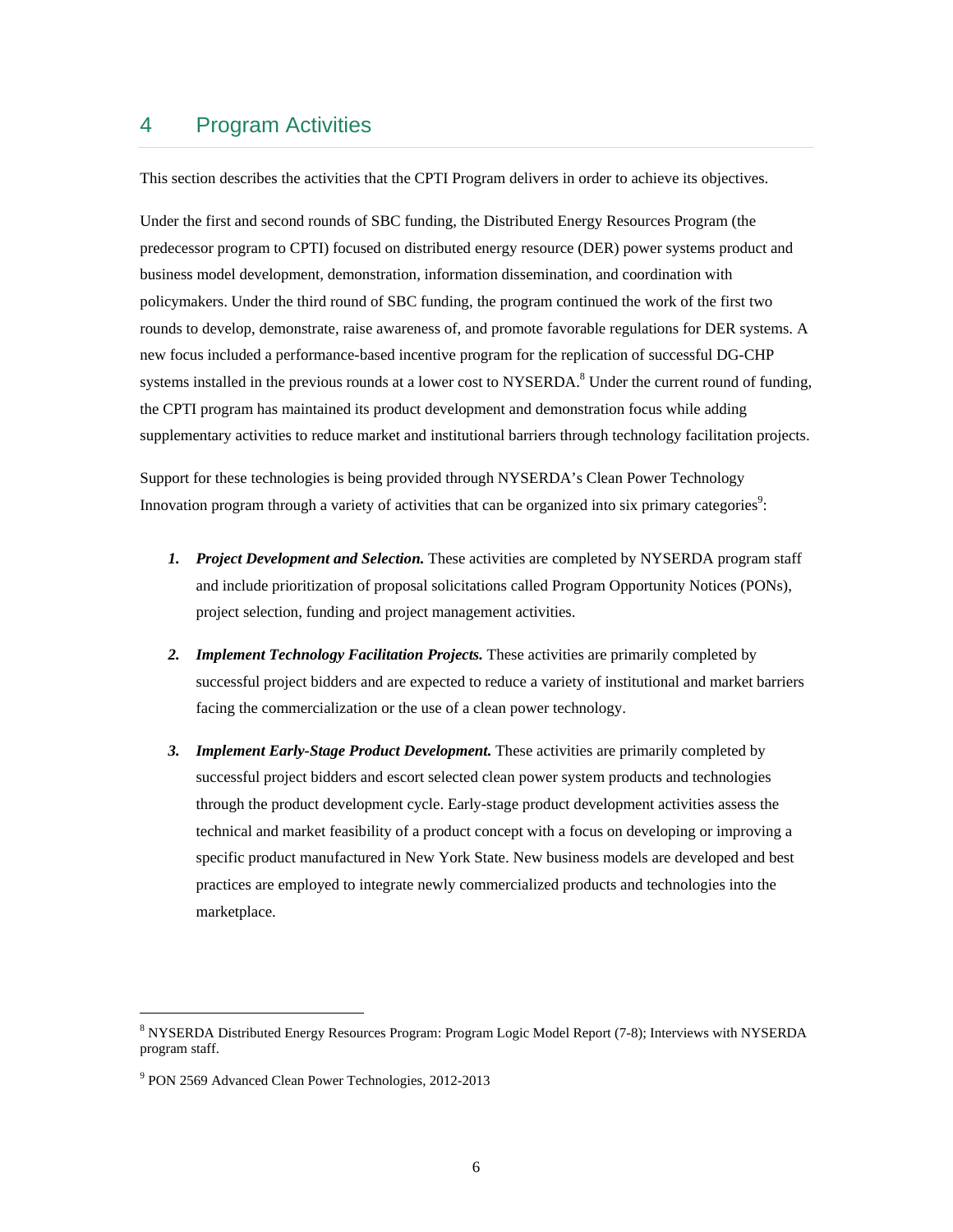# 4 Program Activities

This section describes the activities that the CPTI Program delivers in order to achieve its objectives.

Under the first and second rounds of SBC funding, the Distributed Energy Resources Program (the predecessor program to CPTI) focused on distributed energy resource (DER) power systems product and business model development, demonstration, information dissemination, and coordination with policymakers. Under the third round of SBC funding, the program continued the work of the first two rounds to develop, demonstrate, raise awareness of, and promote favorable regulations for DER systems. A new focus included a performance-based incentive program for the replication of successful DG-CHP systems installed in the previous rounds at a lower cost to NYSERDA.[8] Under the current round of funding, the CPTI program has maintained its product development and demonstration focus while adding supplementary activities to reduce market and institutional barriers through technology facilitation projects.

Support for these technologies is being provided through NYSERDA's Clean Power Technology Innovation program through a variety of activities that can be organized into six primary categories[9]:

1. ***Project Development and Selection.*** These activities are completed by NYSERDA program staff and include prioritization of proposal solicitations called Program Opportunity Notices (PONs), project selection, funding and project management activities.

2. ***Implement Technology Facilitation Projects.*** These activities are primarily completed by successful project bidders and are expected to reduce a variety of institutional and market barriers facing the commercialization or the use of a clean power technology.

3. ***Implement Early-Stage Product Development.*** These activities are primarily completed by successful project bidders and escort selected clean power system products and technologies through the product development cycle. Early-stage product development activities assess the technical and market feasibility of a product concept with a focus on developing or improving a specific product manufactured in New York State. New business models are developed and best practices are employed to integrate newly commercialized products and technologies into the marketplace.

---

[8] NYSERDA Distributed Energy Resources Program: Program Logic Model Report (7-8); Interviews with NYSERDA program staff.

[9] PON 2569 Advanced Clean Power Technologies, 2012-2013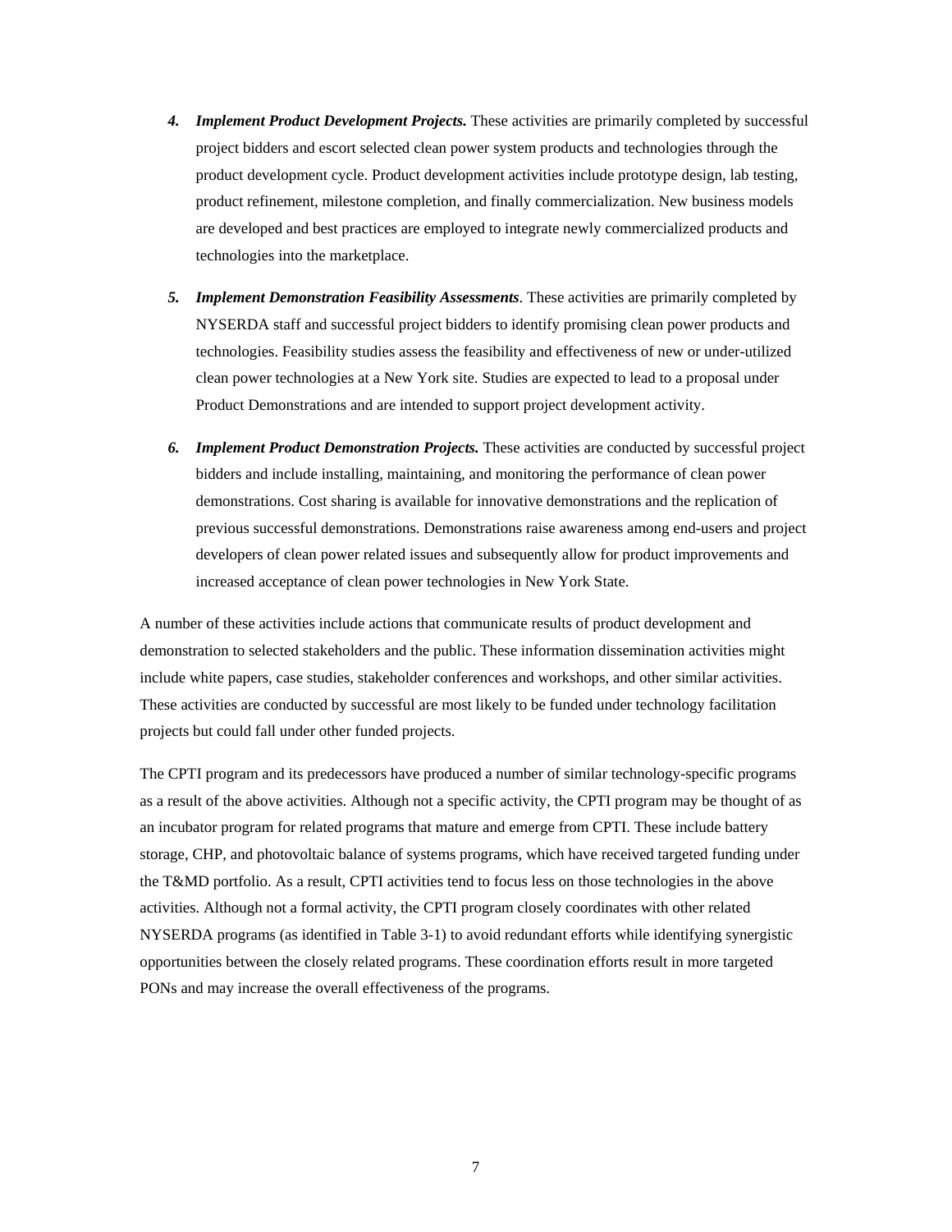4. ***Implement Product Development Projects.*** These activities are primarily completed by successful project bidders and escort selected clean power system products and technologies through the product development cycle. Product development activities include prototype design, lab testing, product refinement, milestone completion, and finally commercialization. New business models are developed and best practices are employed to integrate newly commercialized products and technologies into the marketplace.

5. ***Implement Demonstration Feasibility Assessments***. These activities are primarily completed by NYSERDA staff and successful project bidders to identify promising clean power products and technologies. Feasibility studies assess the feasibility and effectiveness of new or under-utilized clean power technologies at a New York site. Studies are expected to lead to a proposal under Product Demonstrations and are intended to support project development activity.

6. ***Implement Product Demonstration Projects.*** These activities are conducted by successful project bidders and include installing, maintaining, and monitoring the performance of clean power demonstrations. Cost sharing is available for innovative demonstrations and the replication of previous successful demonstrations. Demonstrations raise awareness among end-users and project developers of clean power related issues and subsequently allow for product improvements and increased acceptance of clean power technologies in New York State.

A number of these activities include actions that communicate results of product development and demonstration to selected stakeholders and the public. These information dissemination activities might include white papers, case studies, stakeholder conferences and workshops, and other similar activities. These activities are conducted by successful are most likely to be funded under technology facilitation projects but could fall under other funded projects.

The CPTI program and its predecessors have produced a number of similar technology-specific programs as a result of the above activities. Although not a specific activity, the CPTI program may be thought of as an incubator program for related programs that mature and emerge from CPTI. These include battery storage, CHP, and photovoltaic balance of systems programs, which have received targeted funding under the T&MD portfolio. As a result, CPTI activities tend to focus less on those technologies in the above activities. Although not a formal activity, the CPTI program closely coordinates with other related NYSERDA programs (as identified in Table 3-1) to avoid redundant efforts while identifying synergistic opportunities between the closely related programs. These coordination efforts result in more targeted PONs and may increase the overall effectiveness of the programs.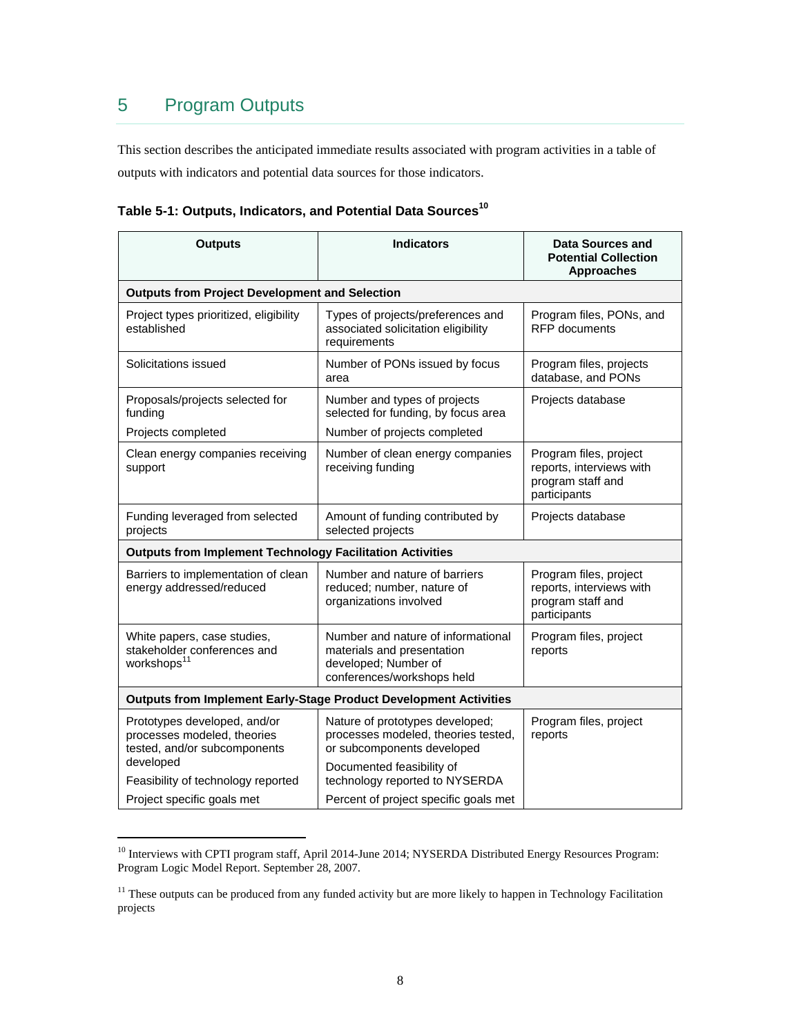# 5 Program Outputs

This section describes the anticipated immediate results associated with program activities in a table of outputs with indicators and potential data sources for those indicators.

**Table 5-1: Outputs, Indicators, and Potential Data Sources[10]**

| Outputs | Indicators | Data Sources and Potential Collection Approaches |
|---|---|---|
| **Outputs from Project Development and Selection** | | |
| Project types prioritized, eligibility established | Types of projects/preferences and associated solicitation eligibility requirements | Program files, PONs, and RFP documents |
| Solicitations issued | Number of PONs issued by focus area | Program files, projects database, and PONs |
| Proposals/projects selected for funding<br>Projects completed | Number and types of projects selected for funding, by focus area<br>Number of projects completed | Projects database |
| Clean energy companies receiving support | Number of clean energy companies receiving funding | Program files, project reports, interviews with program staff and participants |
| Funding leveraged from selected projects | Amount of funding contributed by selected projects | Projects database |
| **Outputs from Implement Technology Facilitation Activities** | | |
| Barriers to implementation of clean energy addressed/reduced | Number and nature of barriers reduced; number, nature of organizations involved | Program files, project reports, interviews with program staff and participants |
| White papers, case studies, stakeholder conferences and workshops[11] | Number and nature of informational materials and presentation developed; Number of conferences/workshops held | Program files, project reports |
| **Outputs from Implement Early-Stage Product Development Activities** | | |
| Prototypes developed, and/or processes modeled, theories tested, and/or subcomponents developed<br>Feasibility of technology reported<br>Project specific goals met | Nature of prototypes developed; processes modeled, theories tested, or subcomponents developed<br>Documented feasibility of technology reported to NYSERDA<br>Percent of project specific goals met | Program files, project reports |

[10] Interviews with CPTI program staff, April 2014-June 2014; NYSERDA Distributed Energy Resources Program: Program Logic Model Report. September 28, 2007.

[11] These outputs can be produced from any funded activity but are more likely to happen in Technology Facilitation projects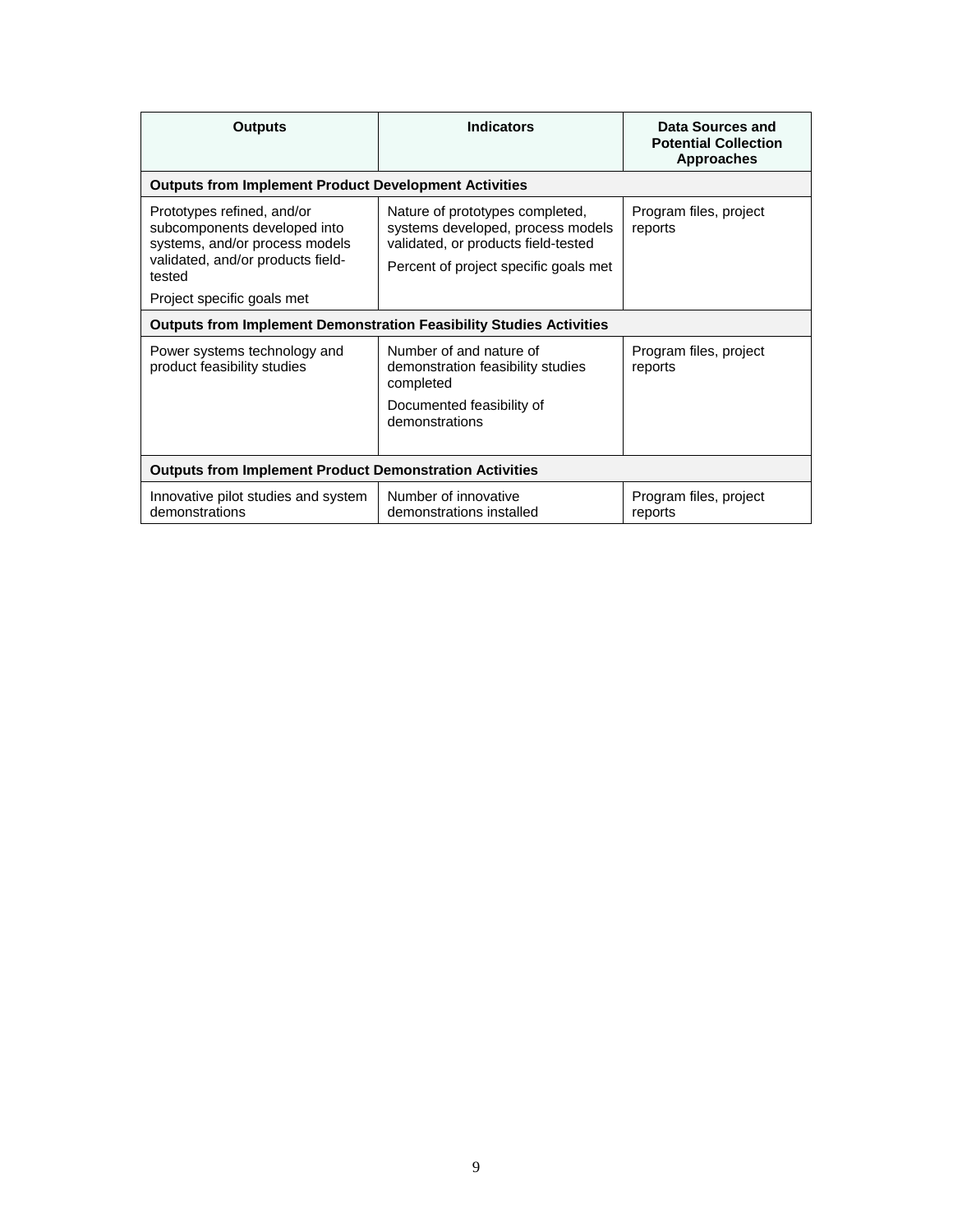| Outputs | Indicators | Data Sources and Potential Collection Approaches |
|---|---|---|
| **Outputs from Implement Product Development Activities** | | |
| Prototypes refined, and/or subcomponents developed into systems, and/or process models validated, and/or products field-tested<br><br>Project specific goals met | Nature of prototypes completed, systems developed, process models validated, or products field-tested<br><br>Percent of project specific goals met | Program files, project reports |
| **Outputs from Implement Demonstration Feasibility Studies Activities** | | |
| Power systems technology and product feasibility studies | Number of and nature of demonstration feasibility studies completed<br><br>Documented feasibility of demonstrations | Program files, project reports |
| **Outputs from Implement Product Demonstration Activities** | | |
| Innovative pilot studies and system demonstrations | Number of innovative demonstrations installed | Program files, project reports |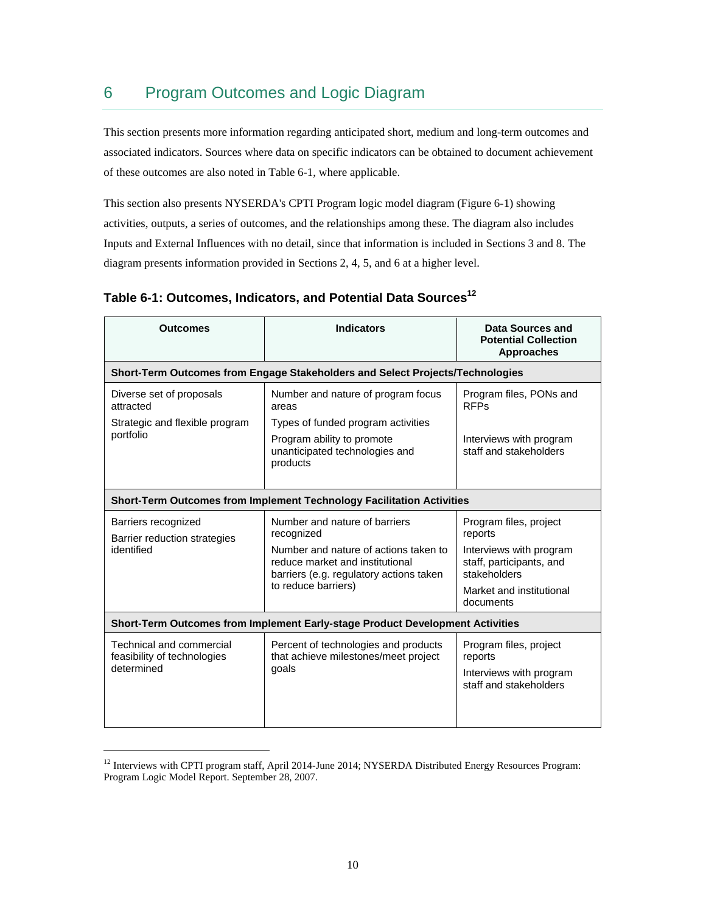# 6 Program Outcomes and Logic Diagram

This section presents more information regarding anticipated short, medium and long-term outcomes and associated indicators. Sources where data on specific indicators can be obtained to document achievement of these outcomes are also noted in Table 6-1, where applicable.

This section also presents NYSERDA's CPTI Program logic model diagram (Figure 6-1) showing activities, outputs, a series of outcomes, and the relationships among these. The diagram also includes Inputs and External Influences with no detail, since that information is included in Sections 3 and 8. The diagram presents information provided in Sections 2, 4, 5, and 6 at a higher level.

### Table 6-1: Outcomes, Indicators, and Potential Data Sources[12]

| Outcomes | Indicators | Data Sources and Potential Collection Approaches |
|---|---|---|
| **Short-Term Outcomes from Engage Stakeholders and Select Projects/Technologies** | | |
| Diverse set of proposals attracted<br>Strategic and flexible program portfolio | Number and nature of program focus areas<br>Types of funded program activities<br>Program ability to promote unanticipated technologies and products | Program files, PONs and RFPs<br>Interviews with program staff and stakeholders |
| **Short-Term Outcomes from Implement Technology Facilitation Activities** | | |
| Barriers recognized<br>Barrier reduction strategies identified | Number and nature of barriers recognized<br>Number and nature of actions taken to reduce market and institutional barriers (e.g. regulatory actions taken to reduce barriers) | Program files, project reports<br>Interviews with program staff, participants, and stakeholders<br>Market and institutional documents |
| **Short-Term Outcomes from Implement Early-stage Product Development Activities** | | |
| Technical and commercial feasibility of technologies determined | Percent of technologies and products that achieve milestones/meet project goals | Program files, project reports<br>Interviews with program staff and stakeholders |

[12] Interviews with CPTI program staff, April 2014-June 2014; NYSERDA Distributed Energy Resources Program: Program Logic Model Report. September 28, 2007.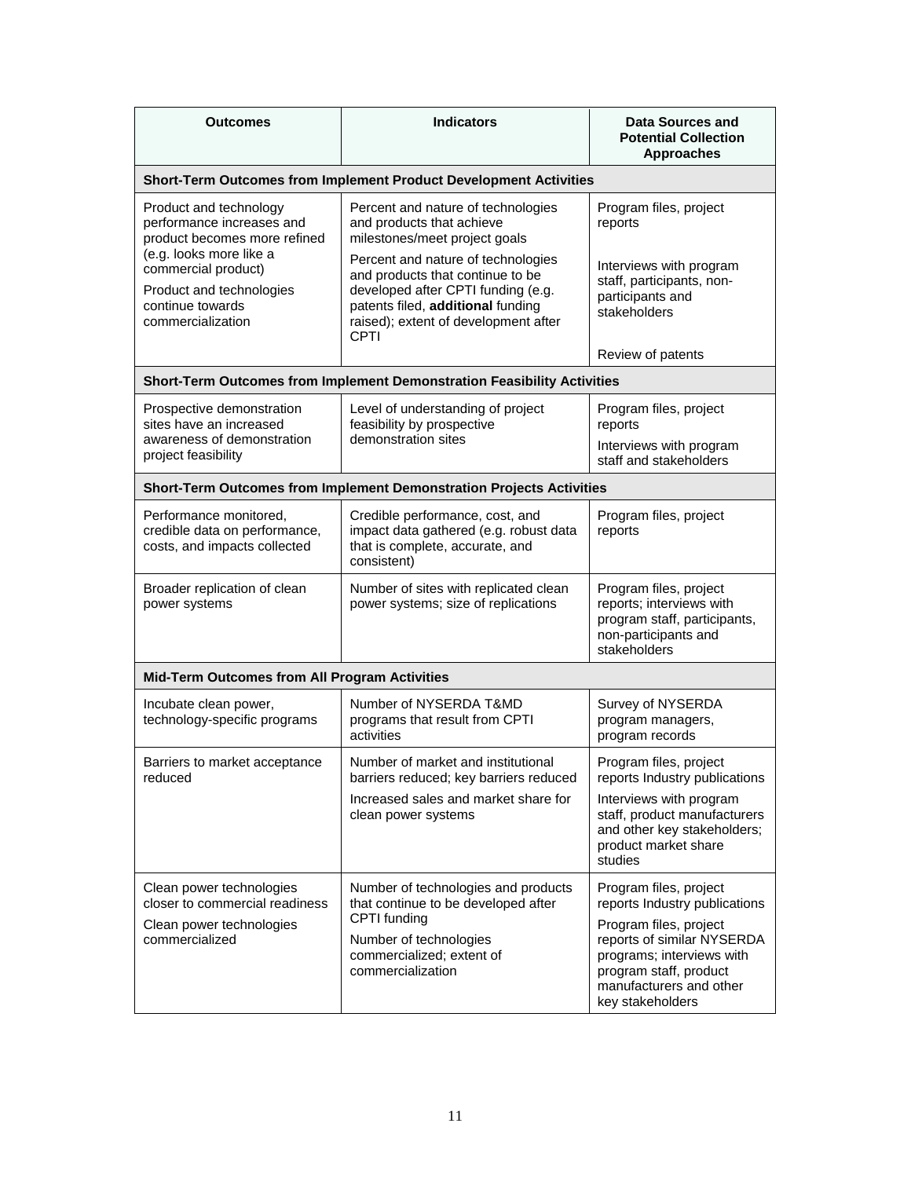| Outcomes | Indicators | Data Sources and Potential Collection Approaches |
|---|---|---|
| **Short-Term Outcomes from Implement Product Development Activities** | | |
| Product and technology performance increases and product becomes more refined (e.g. looks more like a commercial product)<br>Product and technologies continue towards commercialization | Percent and nature of technologies and products that achieve milestones/meet project goals<br>Percent and nature of technologies and products that continue to be developed after CPTI funding (e.g. patents filed, **additional** funding raised); extent of development after CPTI | Program files, project reports<br>Interviews with program staff, participants, non-participants and stakeholders<br>Review of patents |
| **Short-Term Outcomes from Implement Demonstration Feasibility Activities** | | |
| Prospective demonstration sites have an increased awareness of demonstration project feasibility | Level of understanding of project feasibility by prospective demonstration sites | Program files, project reports<br>Interviews with program staff and stakeholders |
| **Short-Term Outcomes from Implement Demonstration Projects Activities** | | |
| Performance monitored, credible data on performance, costs, and impacts collected | Credible performance, cost, and impact data gathered (e.g. robust data that is complete, accurate, and consistent) | Program files, project reports |
| Broader replication of clean power systems | Number of sites with replicated clean power systems; size of replications | Program files, project reports; interviews with program staff, participants, non-participants and stakeholders |
| **Mid-Term Outcomes from All Program Activities** | | |
| Incubate clean power, technology-specific programs | Number of NYSERDA T&MD programs that result from CPTI activities | Survey of NYSERDA program managers, program records |
| Barriers to market acceptance reduced | Number of market and institutional barriers reduced; key barriers reduced<br>Increased sales and market share for clean power systems | Program files, project reports Industry publications<br>Interviews with program staff, product manufacturers and other key stakeholders; product market share studies |
| Clean power technologies closer to commercial readiness<br>Clean power technologies commercialized | Number of technologies and products that continue to be developed after CPTI funding<br>Number of technologies commercialized; extent of commercialization | Program files, project reports Industry publications<br>Program files, project reports of similar NYSERDA programs; interviews with program staff, product manufacturers and other key stakeholders |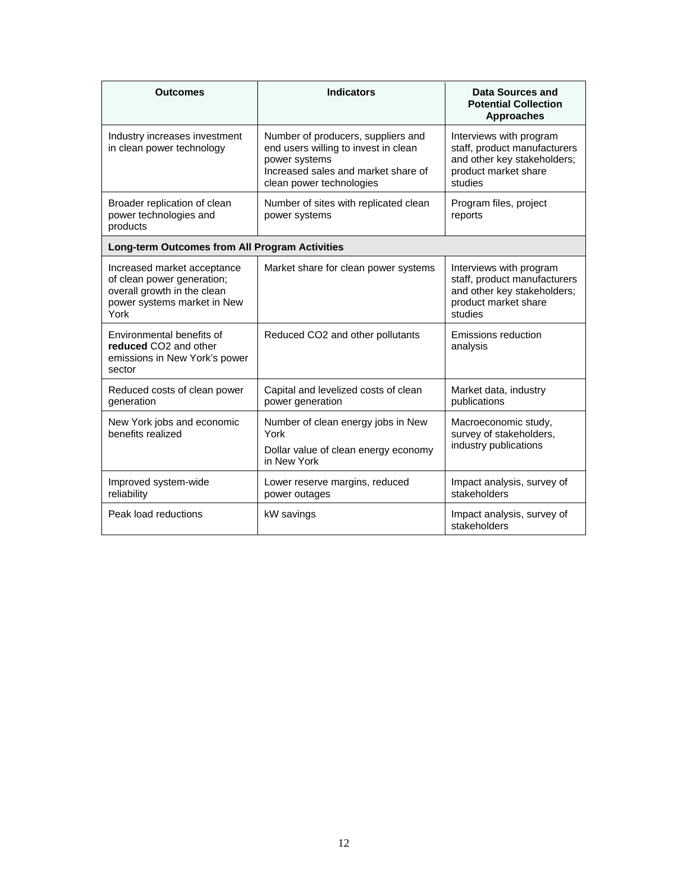| Outcomes | Indicators | Data Sources and Potential Collection Approaches |
|---|---|---|
| Industry increases investment in clean power technology | Number of producers, suppliers and end users willing to invest in clean power systems<br>Increased sales and market share of clean power technologies | Interviews with program staff, product manufacturers and other key stakeholders; product market share studies |
| Broader replication of clean power technologies and products | Number of sites with replicated clean power systems | Program files, project reports |
| **Long-term Outcomes from All Program Activities** | | |
| Increased market acceptance of clean power generation; overall growth in the clean power systems market in New York | Market share for clean power systems | Interviews with program staff, product manufacturers and other key stakeholders; product market share studies |
| Environmental benefits of **reduced** $CO_2$ and other emissions in New York's power sector | Reduced $CO_2$ and other pollutants | Emissions reduction analysis |
| Reduced costs of clean power generation | Capital and levelized costs of clean power generation | Market data, industry publications |
| New York jobs and economic benefits realized | Number of clean energy jobs in New York<br>Dollar value of clean energy economy in New York | Macroeconomic study, survey of stakeholders, industry publications |
| Improved system-wide reliability | Lower reserve margins, reduced power outages | Impact analysis, survey of stakeholders |
| Peak load reductions | kW savings | Impact analysis, survey of stakeholders |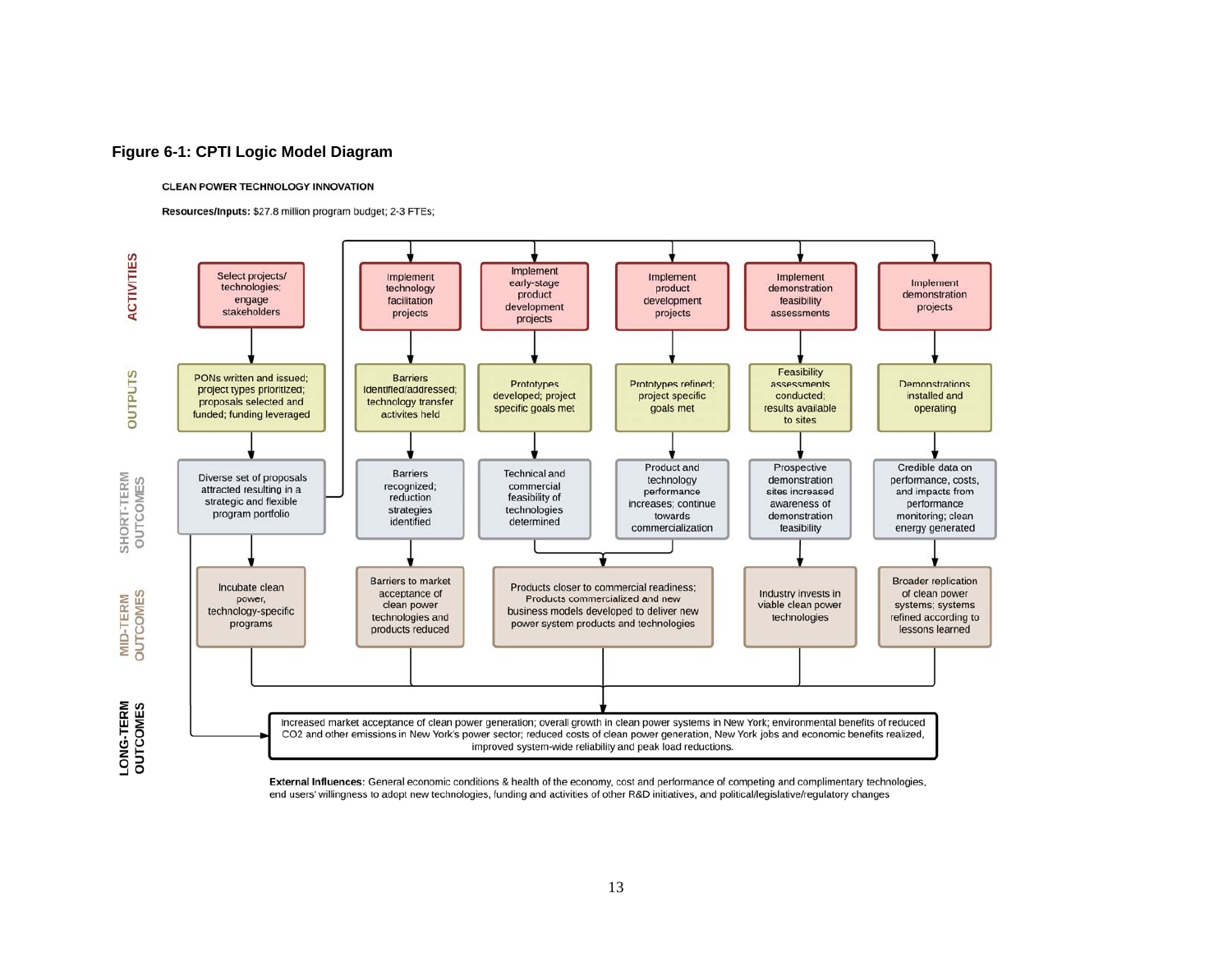**Figure 6-1: CPTI Logic Model Diagram**

CLEAN POWER TECHNOLOGY INNOVATION

**Resources/Inputs:** $27.8 million program budget; 2-3 FTEs;

**ACTIVITIES**

- Select projects/ technologies; engage stakeholders
- Implement technology facilitation projects
- Implement early-stage product development projects
- Implement product development projects
- Implement demonstration feasibility assessments
- Implement demonstration projects

**OUTPUTS**

- PONs written and issued; project types prioritized; proposals selected and funded; funding leveraged
- Barriers identified/addressed; technology transfer activites held
- Prototypes developed; project specific goals met
- Prototypes refined; project specific goals met
- Feasibility assessments conducted; results available to sites
- Demonstrations installed and operating

**SHORT-TERM OUTCOMES**

- Diverse set of proposals attracted resulting in a strategic and flexible program portfolio
- Barriers recognized; reduction strategies identified
- Technical and commercial feasibility of technologies determined
- Product and technology performance increases; continue towards commercialization
- Prospective demonstration sites increased awareness of demonstration feasibility
- Credible data on performance, costs, and impacts from performance monitoring; clean energy generated

**MID-TERM OUTCOMES**

- Incubate clean power, technology-specific programs
- Barriers to market acceptance of clean power technologies and products reduced
- Products closer to commercial readiness; Products commercialized and new business models developed to deliver new power system products and technologies
- Industry invests in viable clean power technologies
- Broader replication of clean power systems; systems refined according to lessons learned

**LONG-TERM OUTCOMES**

Increased market acceptance of clean power generation; overall growth in clean power systems in New York; environmental benefits of reduced CO2 and other emissions in New York's power sector; reduced costs of clean power generation, New York jobs and economic benefits realized, improved system-wide reliability and peak load reductions.

**External Influences:** General economic conditions & health of the economy, cost and performance of competing and complimentary technologies, end users' willingness to adopt new technologies, funding and activities of other R&D initiatives, and political/legislative/regulatory changes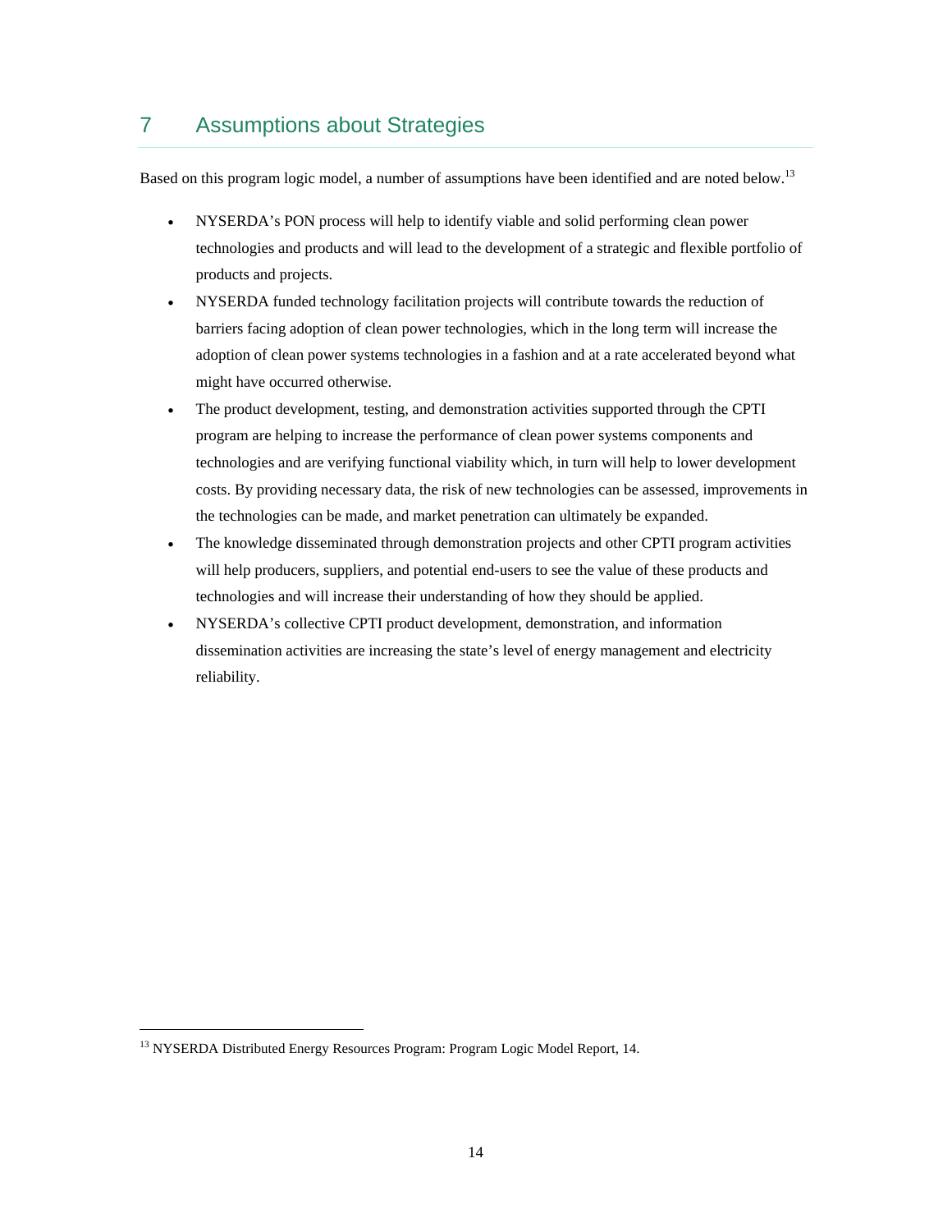# 7 Assumptions about Strategies

Based on this program logic model, a number of assumptions have been identified and are noted below.[13]

- NYSERDA's PON process will help to identify viable and solid performing clean power technologies and products and will lead to the development of a strategic and flexible portfolio of products and projects.
- NYSERDA funded technology facilitation projects will contribute towards the reduction of barriers facing adoption of clean power technologies, which in the long term will increase the adoption of clean power systems technologies in a fashion and at a rate accelerated beyond what might have occurred otherwise.
- The product development, testing, and demonstration activities supported through the CPTI program are helping to increase the performance of clean power systems components and technologies and are verifying functional viability which, in turn will help to lower development costs. By providing necessary data, the risk of new technologies can be assessed, improvements in the technologies can be made, and market penetration can ultimately be expanded.
- The knowledge disseminated through demonstration projects and other CPTI program activities will help producers, suppliers, and potential end-users to see the value of these products and technologies and will increase their understanding of how they should be applied.
- NYSERDA's collective CPTI product development, demonstration, and information dissemination activities are increasing the state's level of energy management and electricity reliability.

[13] NYSERDA Distributed Energy Resources Program: Program Logic Model Report, 14.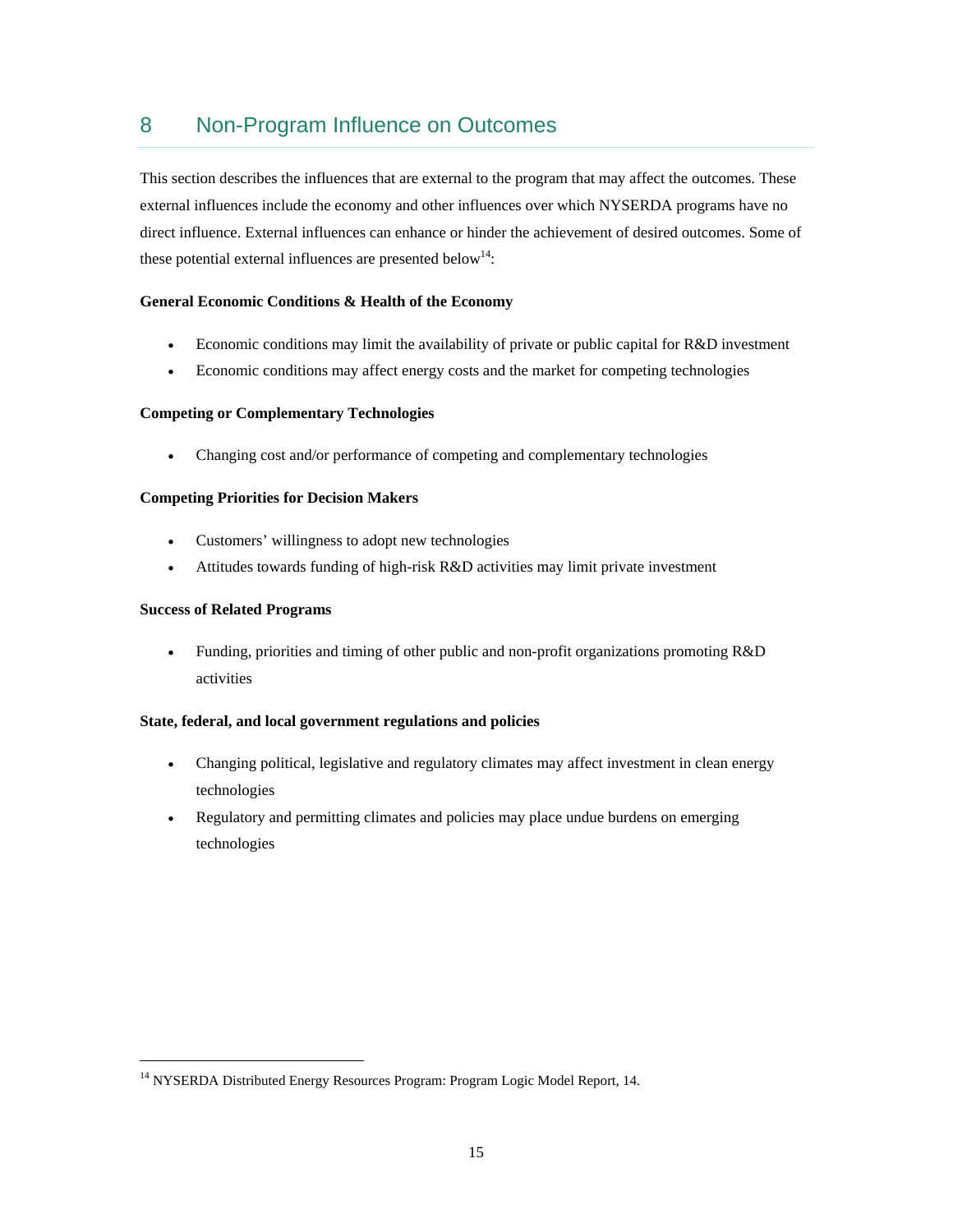# 8 Non-Program Influence on Outcomes

This section describes the influences that are external to the program that may affect the outcomes. These external influences include the economy and other influences over which NYSERDA programs have no direct influence. External influences can enhance or hinder the achievement of desired outcomes. Some of these potential external influences are presented below[14]:

**General Economic Conditions & Health of the Economy**

- Economic conditions may limit the availability of private or public capital for R&D investment
- Economic conditions may affect energy costs and the market for competing technologies

**Competing or Complementary Technologies**

- Changing cost and/or performance of competing and complementary technologies

**Competing Priorities for Decision Makers**

- Customers' willingness to adopt new technologies
- Attitudes towards funding of high-risk R&D activities may limit private investment

**Success of Related Programs**

- Funding, priorities and timing of other public and non-profit organizations promoting R&D activities

**State, federal, and local government regulations and policies**

- Changing political, legislative and regulatory climates may affect investment in clean energy technologies
- Regulatory and permitting climates and policies may place undue burdens on emerging technologies

---

[14] NYSERDA Distributed Energy Resources Program: Program Logic Model Report, 14.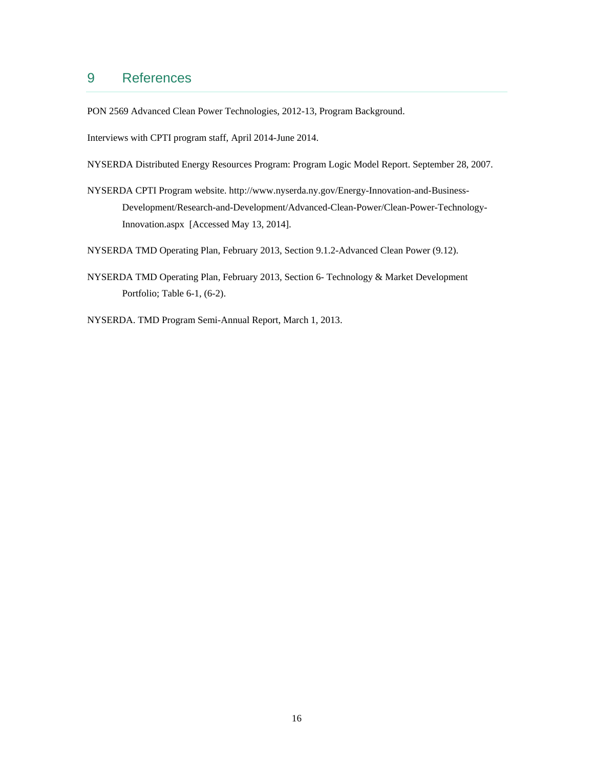# 9 References

PON 2569 Advanced Clean Power Technologies, 2012-13, Program Background.

Interviews with CPTI program staff, April 2014-June 2014.

NYSERDA Distributed Energy Resources Program: Program Logic Model Report. September 28, 2007.

NYSERDA CPTI Program website. http://www.nyserda.ny.gov/Energy-Innovation-and-Business-Development/Research-and-Development/Advanced-Clean-Power/Clean-Power-Technology-Innovation.aspx [Accessed May 13, 2014].

NYSERDA TMD Operating Plan, February 2013, Section 9.1.2-Advanced Clean Power (9.12).

NYSERDA TMD Operating Plan, February 2013, Section 6- Technology & Market Development Portfolio; Table 6-1, (6-2).

NYSERDA. TMD Program Semi-Annual Report, March 1, 2013.